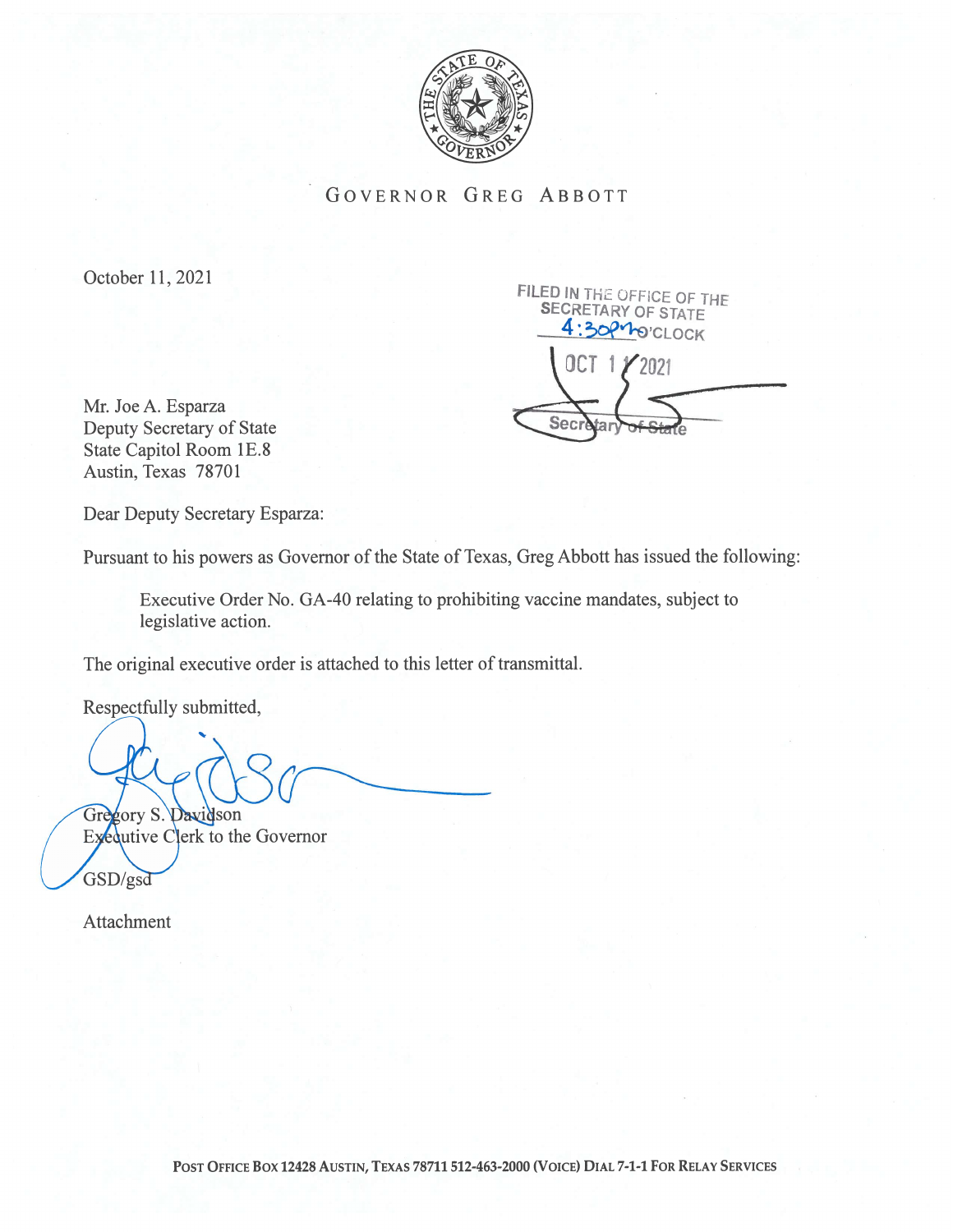# GOVERNOR GREG ABBOTT

October 11, 2021

FILED IN THE OFFICE OF THE SECRETARY OF STATE
4:30pm O'CLOCK
OCT 11 2021
Secretary of State

Mr. Joe A. Esparza
Deputy Secretary of State
State Capitol Room 1E.8
Austin, Texas 78701

Dear Deputy Secretary Esparza:

Pursuant to his powers as Governor of the State of Texas, Greg Abbott has issued the following:

> Executive Order No. GA-40 relating to prohibiting vaccine mandates, subject to legislative action.

The original executive order is attached to this letter of transmittal.

Respectfully submitted,

Gregory S. Davidson
Executive Clerk to the Governor

GSD/gsd

Attachment

POST OFFICE BOX 12428 AUSTIN, TEXAS 78711 512-463-2000 (VOICE) DIAL 7-1-1 FOR RELAY SERVICES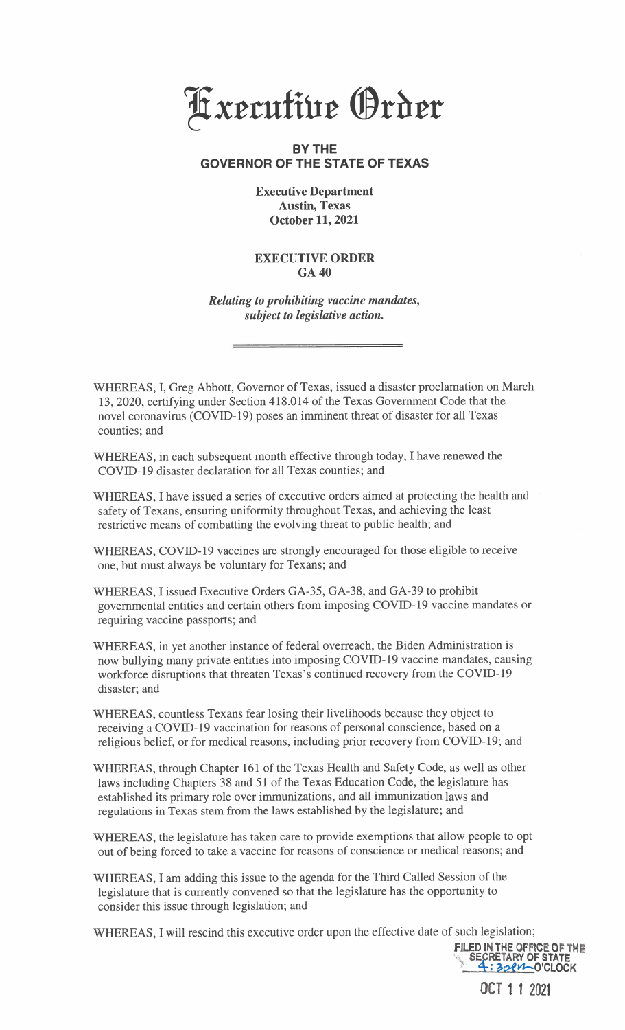# Executive Order

**BY THE**
**GOVERNOR OF THE STATE OF TEXAS**

**Executive Department**
**Austin, Texas**
**October 11, 2021**

**EXECUTIVE ORDER**
**GA 40**

***Relating to prohibiting vaccine mandates, subject to legislative action.***

---

WHEREAS, I, Greg Abbott, Governor of Texas, issued a disaster proclamation on March 13, 2020, certifying under Section 418.014 of the Texas Government Code that the novel coronavirus (COVID-19) poses an imminent threat of disaster for all Texas counties; and

WHEREAS, in each subsequent month effective through today, I have renewed the COVID-19 disaster declaration for all Texas counties; and

WHEREAS, I have issued a series of executive orders aimed at protecting the health and safety of Texans, ensuring uniformity throughout Texas, and achieving the least restrictive means of combatting the evolving threat to public health; and

WHEREAS, COVID-19 vaccines are strongly encouraged for those eligible to receive one, but must always be voluntary for Texans; and

WHEREAS, I issued Executive Orders GA-35, GA-38, and GA-39 to prohibit governmental entities and certain others from imposing COVID-19 vaccine mandates or requiring vaccine passports; and

WHEREAS, in yet another instance of federal overreach, the Biden Administration is now bullying many private entities into imposing COVID-19 vaccine mandates, causing workforce disruptions that threaten Texas's continued recovery from the COVID-19 disaster; and

WHEREAS, countless Texans fear losing their livelihoods because they object to receiving a COVID-19 vaccination for reasons of personal conscience, based on a religious belief, or for medical reasons, including prior recovery from COVID-19; and

WHEREAS, through Chapter 161 of the Texas Health and Safety Code, as well as other laws including Chapters 38 and 51 of the Texas Education Code, the legislature has established its primary role over immunizations, and all immunization laws and regulations in Texas stem from the laws established by the legislature; and

WHEREAS, the legislature has taken care to provide exemptions that allow people to opt out of being forced to take a vaccine for reasons of conscience or medical reasons; and

WHEREAS, I am adding this issue to the agenda for the Third Called Session of the legislature that is currently convened so that the legislature has the opportunity to consider this issue through legislation; and

WHEREAS, I will rescind this executive order upon the effective date of such legislation;

FILED IN THE OFFICE OF THE SECRETARY OF STATE
4:30pm O'CLOCK

OCT 11 2021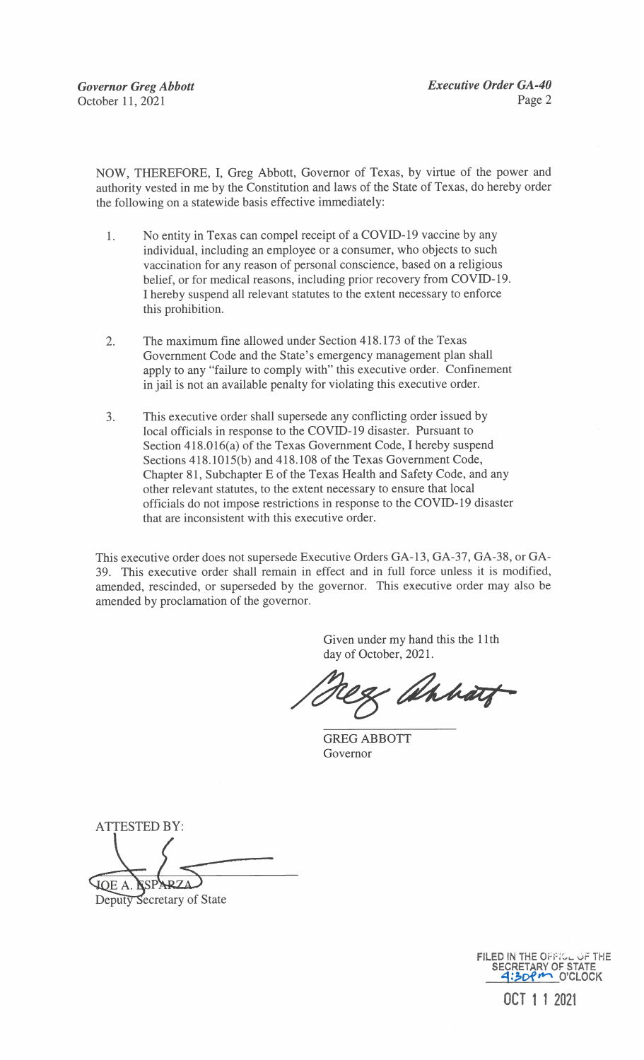NOW, THEREFORE, I, Greg Abbott, Governor of Texas, by virtue of the power and authority vested in me by the Constitution and laws of the State of Texas, do hereby order the following on a statewide basis effective immediately:

1. No entity in Texas can compel receipt of a COVID-19 vaccine by any individual, including an employee or a consumer, who objects to such vaccination for any reason of personal conscience, based on a religious belief, or for medical reasons, including prior recovery from COVID-19. I hereby suspend all relevant statutes to the extent necessary to enforce this prohibition.

2. The maximum fine allowed under Section 418.173 of the Texas Government Code and the State's emergency management plan shall apply to any "failure to comply with" this executive order. Confinement in jail is not an available penalty for violating this executive order.

3. This executive order shall supersede any conflicting order issued by local officials in response to the COVID-19 disaster. Pursuant to Section 418.016(a) of the Texas Government Code, I hereby suspend Sections 418.1015(b) and 418.108 of the Texas Government Code, Chapter 81, Subchapter E of the Texas Health and Safety Code, and any other relevant statutes, to the extent necessary to ensure that local officials do not impose restrictions in response to the COVID-19 disaster that are inconsistent with this executive order.

This executive order does not supersede Executive Orders GA-13, GA-37, GA-38, or GA-39. This executive order shall remain in effect and in full force unless it is modified, amended, rescinded, or superseded by the governor. This executive order may also be amended by proclamation of the governor.

Given under my hand this the 11th day of October, 2021.

GREG ABBOTT
Governor

ATTESTED BY:

JOE A. ESPARZA
Deputy Secretary of State

FILED IN THE OFFICE OF THE SECRETARY OF STATE
4:30pm O'CLOCK

OCT 11 2021